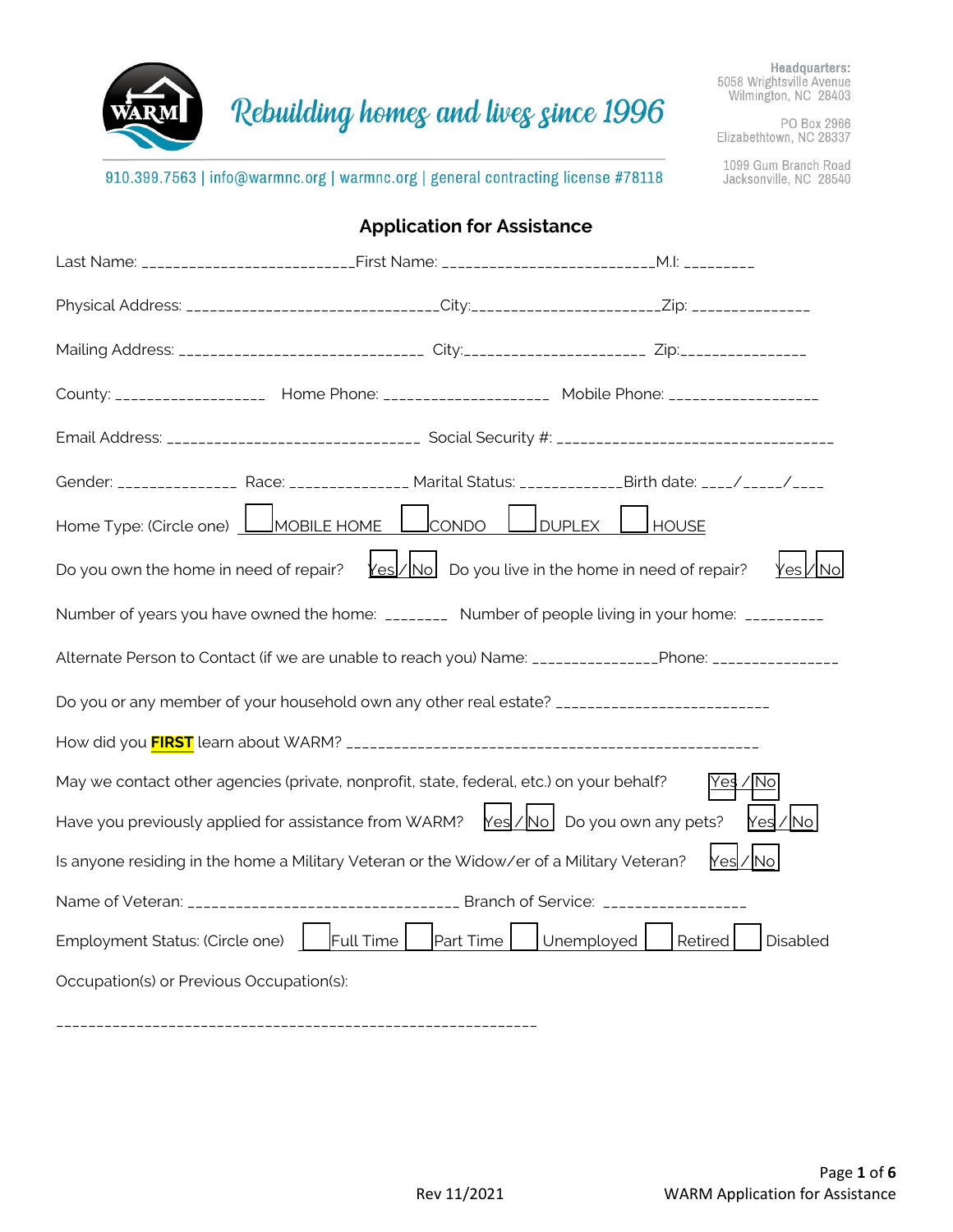Rebuilding homes and lives since 1996

910.399.7563 | info@warmnc.org | warmnc.org | general contracting license #78118

**Headquarters:**
5058 Wrightsville Avenue
Wilmington, NC 28403

PO Box 2966
Elizabethtown, NC 28337

1099 Gum Branch Road
Jacksonville, NC 28540

## Application for Assistance

Last Name: __________________________ First Name: __________________________ M.I: _________

Physical Address: _______________________________ City: _______________________ Zip: ______________

Mailing Address: ______________________________ City: ______________________ Zip: _______________

County: ___________________ Home Phone: _____________________ Mobile Phone: ___________________

Email Address: ________________________________ Social Security #: ___________________________________

Gender: _______________ Race: _______________ Marital Status: _____________ Birth date: ____/_____/____

Home Type: (Circle one) ☐ MOBILE HOME ☐ CONDO ☐ DUPLEX ☐ HOUSE

Do you own the home in need of repair? Yes / No   Do you live in the home in need of repair? Yes / No

Number of years you have owned the home: ________ Number of people living in your home: __________

Alternate Person to Contact (if we are unable to reach you) Name: _______________ Phone: ________________

Do you or any member of your household own any other real estate? __________________________

How did you **FIRST** learn about WARM? ___________________________________________________

May we contact other agencies (private, nonprofit, state, federal, etc.) on your behalf? Yes / No

Have you previously applied for assistance from WARM? Yes / No   Do you own any pets? Yes / No

Is anyone residing in the home a Military Veteran or the Widow/er of a Military Veteran? Yes / No

Name of Veteran: __________________________________ Branch of Service: _________________

Employment Status: (Circle one) ☐ Full Time ☐ Part Time ☐ Unemployed ☐ Retired ☐ Disabled

Occupation(s) or Previous Occupation(s):

____________________________________________________________

Rev 11/2021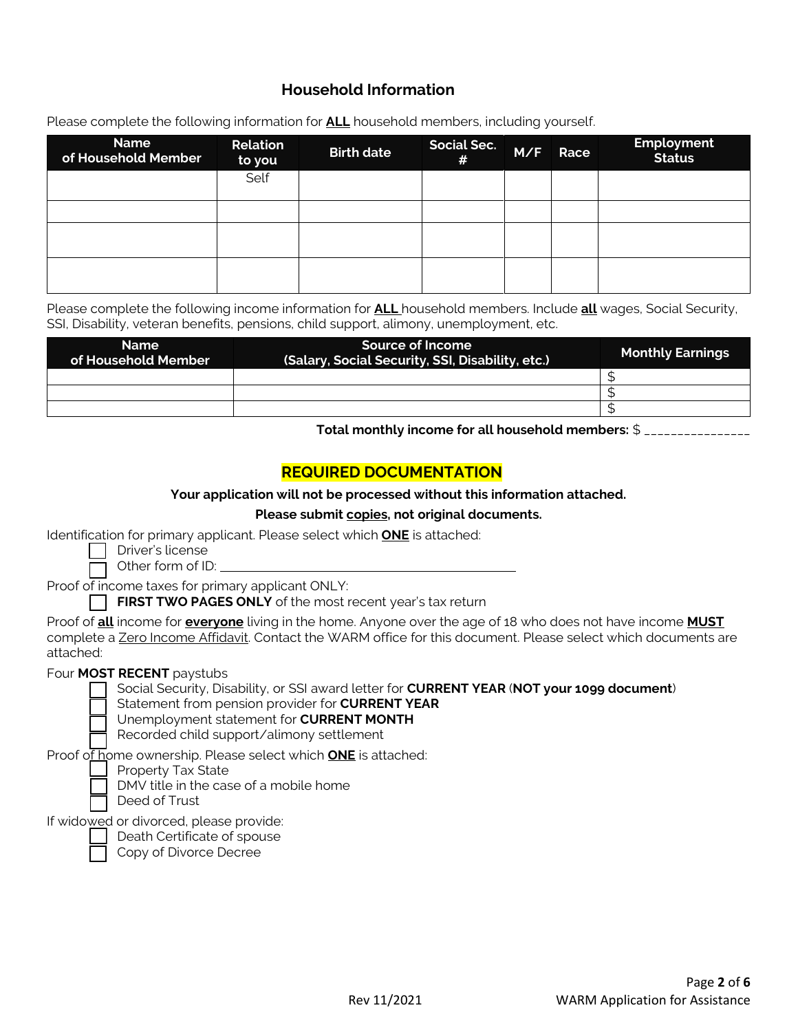## Household Information

Please complete the following information for **ALL** household members, including yourself.

| Name of Household Member | Relation to you | Birth date | Social Sec. # | M/F | Race | Employment Status |
|---|---|---|---|---|---|---|
| | Self | | | | | |
| | | | | | | |
| | | | | | | |
| | | | | | | |

Please complete the following income information for **ALL** household members. Include **all** wages, Social Security, SSI, Disability, veteran benefits, pensions, child support, alimony, unemployment, etc.

| Name of Household Member | Source of Income (Salary, Social Security, SSI, Disability, etc.) | Monthly Earnings |
|---|---|---|
| | | $ |
| | | $ |
| | | $ |

**Total monthly income for all household members:** $ _______________

## REQUIRED DOCUMENTATION

**Your application will not be processed without this information attached.**

**Please submit copies, not original documents.**

Identification for primary applicant. Please select which **ONE** is attached:

- ☐ Driver's license
- ☐ Other form of ID: ____________________________________________

Proof of income taxes for primary applicant ONLY:

- ☐ **FIRST TWO PAGES ONLY** of the most recent year's tax return

Proof of **all** income for **everyone** living in the home. Anyone over the age of 18 who does not have income **MUST** complete a Zero Income Affidavit. Contact the WARM office for this document. Please select which documents are attached:

Four **MOST RECENT** paystubs

- ☐ Social Security, Disability, or SSI award letter for **CURRENT YEAR** (**NOT your 1099 document**)
- ☐ Statement from pension provider for **CURRENT YEAR**
- ☐ Unemployment statement for **CURRENT MONTH**
- ☐ Recorded child support/alimony settlement

Proof of home ownership. Please select which **ONE** is attached:

- ☐ Property Tax State
- ☐ DMV title in the case of a mobile home
- ☐ Deed of Trust

If widowed or divorced, please provide:

- ☐ Death Certificate of spouse
- ☐ Copy of Divorce Decree

Rev 11/2021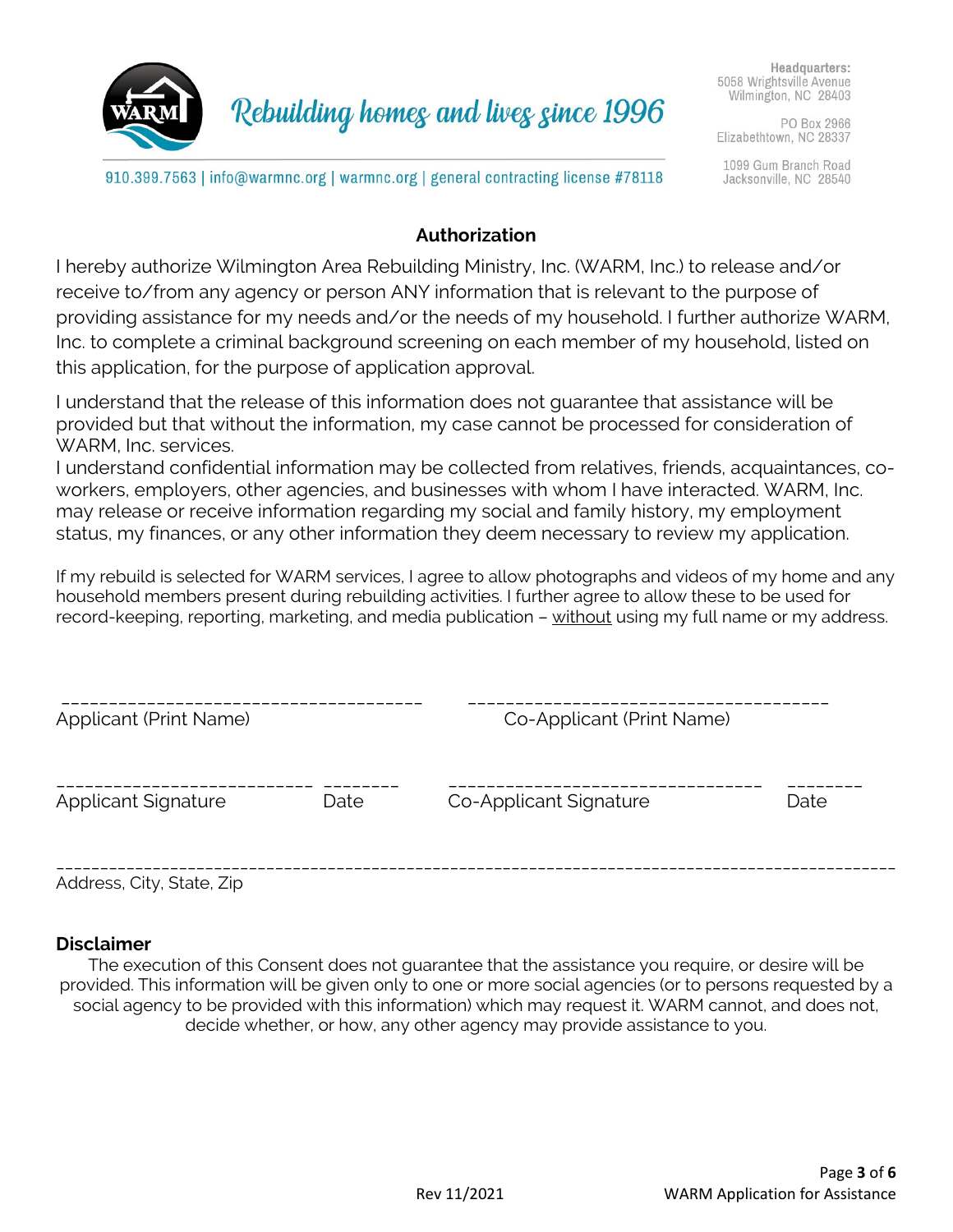Rebuilding homes and lives since 1996

**Headquarters:**
5058 Wrightsville Avenue
Wilmington, NC 28403

PO Box 2966
Elizabethtown, NC 28337

1099 Gum Branch Road
Jacksonville, NC 28540

910.399.7563 | info@warmnc.org | warmnc.org | general contracting license #78118

## Authorization

I hereby authorize Wilmington Area Rebuilding Ministry, Inc. (WARM, Inc.) to release and/or receive to/from any agency or person ANY information that is relevant to the purpose of providing assistance for my needs and/or the needs of my household. I further authorize WARM, Inc. to complete a criminal background screening on each member of my household, listed on this application, for the purpose of application approval.

I understand that the release of this information does not guarantee that assistance will be provided but that without the information, my case cannot be processed for consideration of WARM, Inc. services.
I understand confidential information may be collected from relatives, friends, acquaintances, co-workers, employers, other agencies, and businesses with whom I have interacted. WARM, Inc. may release or receive information regarding my social and family history, my employment status, my finances, or any other information they deem necessary to review my application.

If my rebuild is selected for WARM services, I agree to allow photographs and videos of my home and any household members present during rebuilding activities. I further agree to allow these to be used for record-keeping, reporting, marketing, and media publication – <u>without</u> using my full name or my address.

_____________________________________ &nbsp;&nbsp;&nbsp;&nbsp; _____________________________________
Applicant (Print Name) &nbsp;&nbsp;&nbsp;&nbsp; Co-Applicant (Print Name)

__________________________ ________ &nbsp;&nbsp;&nbsp;&nbsp; ________________________________ ________
Applicant Signature &nbsp;&nbsp; Date &nbsp;&nbsp;&nbsp;&nbsp; Co-Applicant Signature &nbsp;&nbsp; Date

__________________________________________________________________________________________
Address, City, State, Zip

### Disclaimer

The execution of this Consent does not guarantee that the assistance you require, or desire will be provided. This information will be given only to one or more social agencies (or to persons requested by a social agency to be provided with this information) which may request it. WARM cannot, and does not, decide whether, or how, any other agency may provide assistance to you.

Rev 11/2021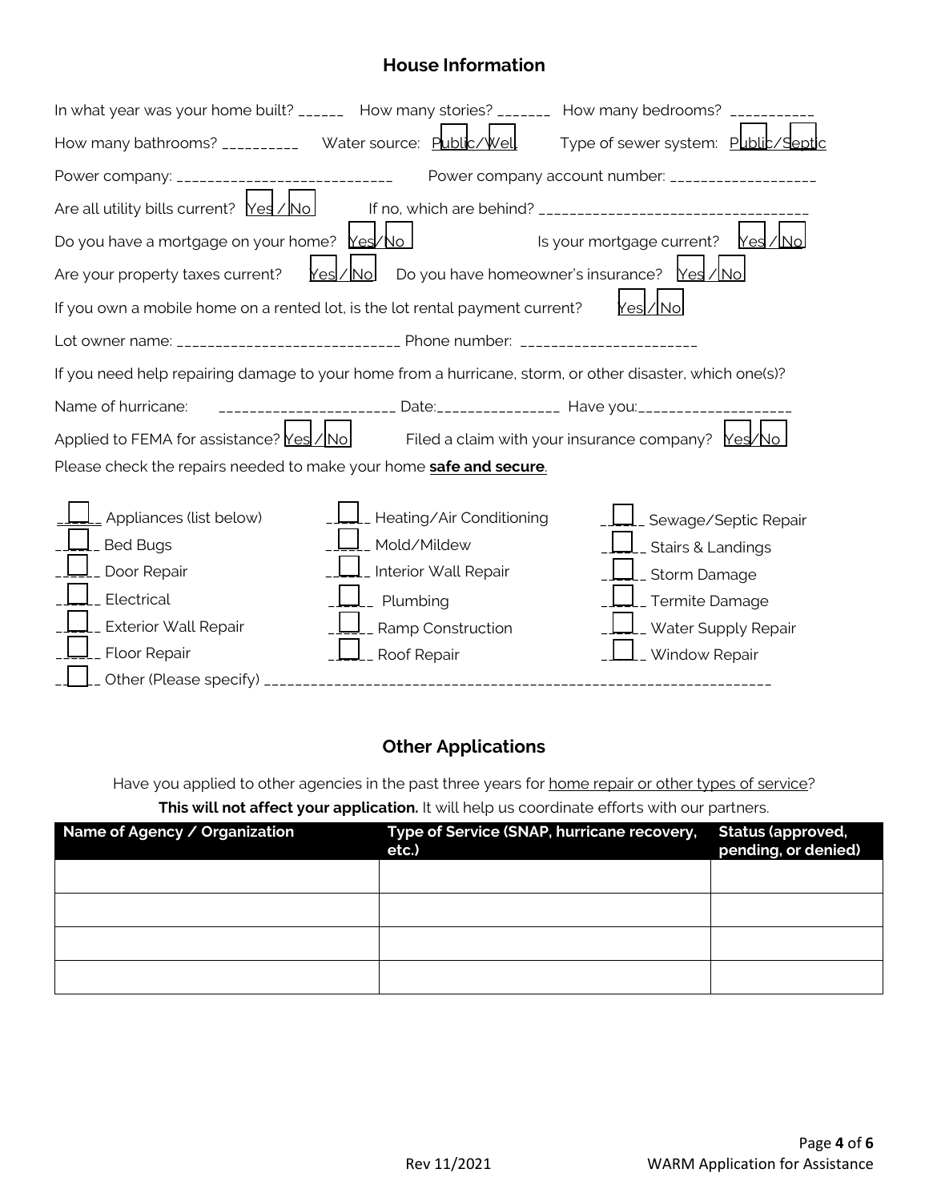## House Information

In what year was your home built? ______ How many stories? _______ How many bedrooms? __________

How many bathrooms? _________ Water source: Public/Well Type of sewer system: Public/Septic

Power company: ___________________________ Power company account number: _________________

Are all utility bills current? Yes / No If no, which are behind? _______________________________

Do you have a mortgage on your home? Yes/No Is your mortgage current? Yes / No

Are your property taxes current? Yes / No Do you have homeowner's insurance? Yes / No

If you own a mobile home on a rented lot, is the lot rental payment current? Yes / No

Lot owner name: ____________________________ Phone number: ______________________

If you need help repairing damage to your home from a hurricane, storm, or other disaster, which one(s)?

Name of hurricane: ______________________ Date:_______________ Have you:___________________

Applied to FEMA for assistance? Yes / No Filed a claim with your insurance company? Yes/No

Please check the repairs needed to make your home **safe and secure**.

- ☐ Appliances (list below)
- ☐ Bed Bugs
- ☐ Door Repair
- ☐ Electrical
- ☐ Exterior Wall Repair
- ☐ Floor Repair
- ☐ Heating/Air Conditioning
- ☐ Mold/Mildew
- ☐ Interior Wall Repair
- ☐ Plumbing
- ☐ Ramp Construction
- ☐ Roof Repair
- ☐ Sewage/Septic Repair
- ☐ Stairs & Landings
- ☐ Storm Damage
- ☐ Termite Damage
- ☐ Water Supply Repair
- ☐ Window Repair
- ☐ Other (Please specify) ______________________________________________________________

## Other Applications

Have you applied to other agencies in the past three years for home repair or other types of service?

**This will not affect your application.** It will help us coordinate efforts with our partners.

| Name of Agency / Organization | Type of Service (SNAP, hurricane recovery, etc.) | Status (approved, pending, or denied) |
|---|---|---|
| | | |
| | | |
| | | |
| | | |

Rev 11/2021

WARM Application for Assistance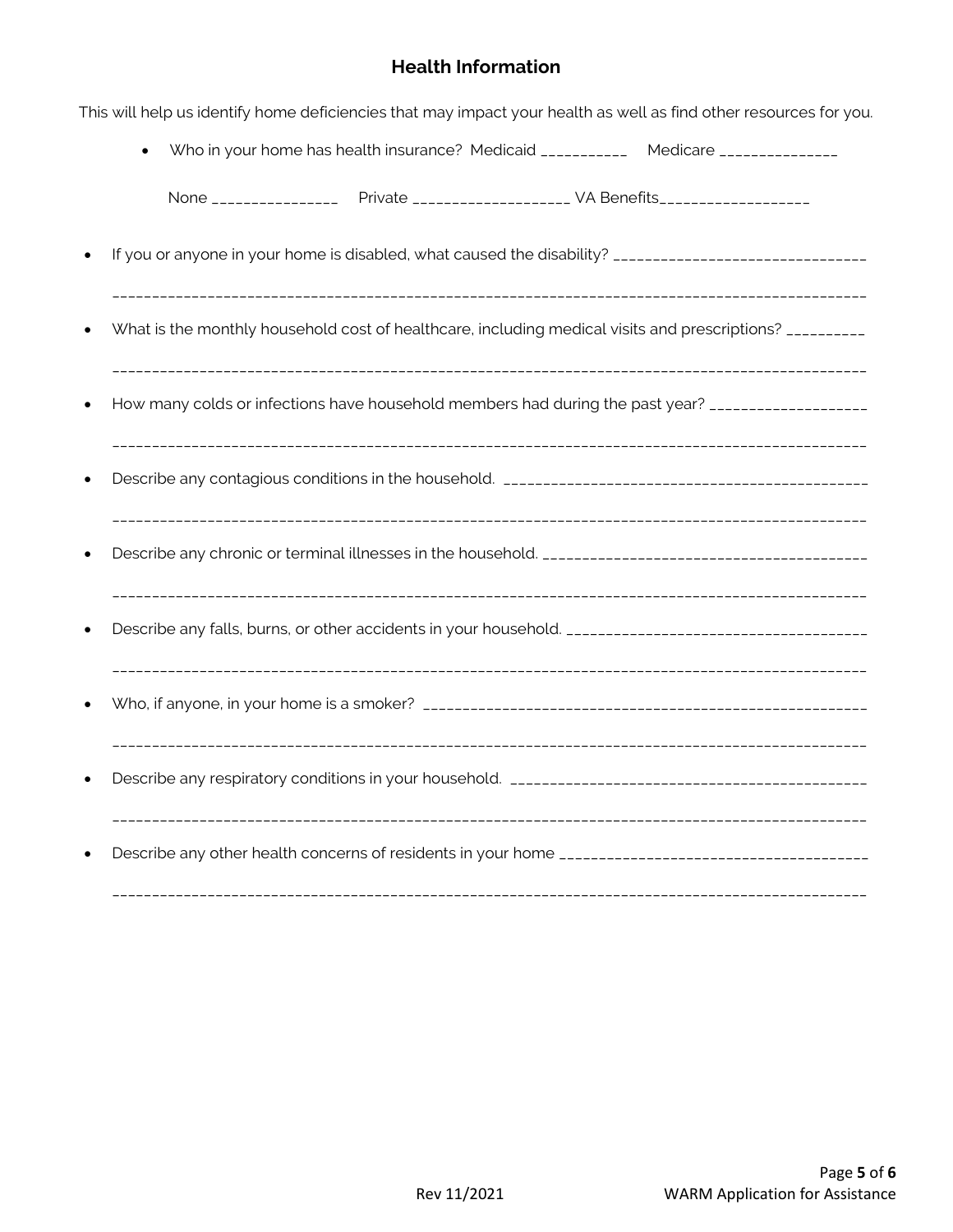## Health Information

This will help us identify home deficiencies that may impact your health as well as find other resources for you.

- Who in your home has health insurance? Medicaid ___________ Medicare _______________

  None ________________ Private ____________________ VA Benefits___________________

- If you or anyone in your home is disabled, what caused the disability? ________________________________

  ______________________________________________________________________________________________

- What is the monthly household cost of healthcare, including medical visits and prescriptions? __________

  ______________________________________________________________________________________________

- How many colds or infections have household members had during the past year? ____________________

  ______________________________________________________________________________________________

- Describe any contagious conditions in the household. ______________________________________________

  ______________________________________________________________________________________________

- Describe any chronic or terminal illnesses in the household. __________________________________________

  ______________________________________________________________________________________________

- Describe any falls, burns, or other accidents in your household. ______________________________________

  ______________________________________________________________________________________________

- Who, if anyone, in your home is a smoker? _______________________________________________________

  ______________________________________________________________________________________________

- Describe any respiratory conditions in your household. _____________________________________________

  ______________________________________________________________________________________________

- Describe any other health concerns of residents in your home ______________________________________

  ______________________________________________________________________________________________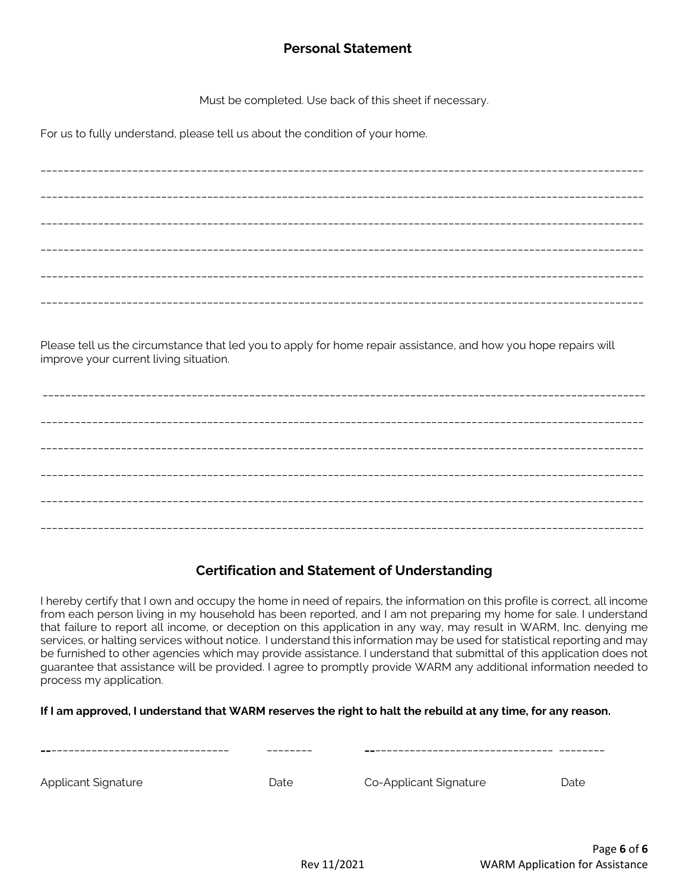## Personal Statement

Must be completed. Use back of this sheet if necessary.

For us to fully understand, please tell us about the condition of your home.

\_\_\_\_\_\_\_\_\_\_\_\_\_\_\_\_\_\_\_\_\_\_\_\_\_\_\_\_\_\_\_\_\_\_\_\_\_\_\_\_\_\_\_\_\_\_\_\_\_\_\_\_\_\_\_\_\_\_\_\_\_\_\_\_\_\_\_\_\_\_\_\_\_\_\_\_

\_\_\_\_\_\_\_\_\_\_\_\_\_\_\_\_\_\_\_\_\_\_\_\_\_\_\_\_\_\_\_\_\_\_\_\_\_\_\_\_\_\_\_\_\_\_\_\_\_\_\_\_\_\_\_\_\_\_\_\_\_\_\_\_\_\_\_\_\_\_\_\_\_\_\_\_

\_\_\_\_\_\_\_\_\_\_\_\_\_\_\_\_\_\_\_\_\_\_\_\_\_\_\_\_\_\_\_\_\_\_\_\_\_\_\_\_\_\_\_\_\_\_\_\_\_\_\_\_\_\_\_\_\_\_\_\_\_\_\_\_\_\_\_\_\_\_\_\_\_\_\_\_

\_\_\_\_\_\_\_\_\_\_\_\_\_\_\_\_\_\_\_\_\_\_\_\_\_\_\_\_\_\_\_\_\_\_\_\_\_\_\_\_\_\_\_\_\_\_\_\_\_\_\_\_\_\_\_\_\_\_\_\_\_\_\_\_\_\_\_\_\_\_\_\_\_\_\_\_

\_\_\_\_\_\_\_\_\_\_\_\_\_\_\_\_\_\_\_\_\_\_\_\_\_\_\_\_\_\_\_\_\_\_\_\_\_\_\_\_\_\_\_\_\_\_\_\_\_\_\_\_\_\_\_\_\_\_\_\_\_\_\_\_\_\_\_\_\_\_\_\_\_\_\_\_

\_\_\_\_\_\_\_\_\_\_\_\_\_\_\_\_\_\_\_\_\_\_\_\_\_\_\_\_\_\_\_\_\_\_\_\_\_\_\_\_\_\_\_\_\_\_\_\_\_\_\_\_\_\_\_\_\_\_\_\_\_\_\_\_\_\_\_\_\_\_\_\_\_\_\_\_

Please tell us the circumstance that led you to apply for home repair assistance, and how you hope repairs will improve your current living situation.

\_\_\_\_\_\_\_\_\_\_\_\_\_\_\_\_\_\_\_\_\_\_\_\_\_\_\_\_\_\_\_\_\_\_\_\_\_\_\_\_\_\_\_\_\_\_\_\_\_\_\_\_\_\_\_\_\_\_\_\_\_\_\_\_\_\_\_\_\_\_\_\_\_\_\_\_

\_\_\_\_\_\_\_\_\_\_\_\_\_\_\_\_\_\_\_\_\_\_\_\_\_\_\_\_\_\_\_\_\_\_\_\_\_\_\_\_\_\_\_\_\_\_\_\_\_\_\_\_\_\_\_\_\_\_\_\_\_\_\_\_\_\_\_\_\_\_\_\_\_\_\_\_

\_\_\_\_\_\_\_\_\_\_\_\_\_\_\_\_\_\_\_\_\_\_\_\_\_\_\_\_\_\_\_\_\_\_\_\_\_\_\_\_\_\_\_\_\_\_\_\_\_\_\_\_\_\_\_\_\_\_\_\_\_\_\_\_\_\_\_\_\_\_\_\_\_\_\_\_

\_\_\_\_\_\_\_\_\_\_\_\_\_\_\_\_\_\_\_\_\_\_\_\_\_\_\_\_\_\_\_\_\_\_\_\_\_\_\_\_\_\_\_\_\_\_\_\_\_\_\_\_\_\_\_\_\_\_\_\_\_\_\_\_\_\_\_\_\_\_\_\_\_\_\_\_

\_\_\_\_\_\_\_\_\_\_\_\_\_\_\_\_\_\_\_\_\_\_\_\_\_\_\_\_\_\_\_\_\_\_\_\_\_\_\_\_\_\_\_\_\_\_\_\_\_\_\_\_\_\_\_\_\_\_\_\_\_\_\_\_\_\_\_\_\_\_\_\_\_\_\_\_

\_\_\_\_\_\_\_\_\_\_\_\_\_\_\_\_\_\_\_\_\_\_\_\_\_\_\_\_\_\_\_\_\_\_\_\_\_\_\_\_\_\_\_\_\_\_\_\_\_\_\_\_\_\_\_\_\_\_\_\_\_\_\_\_\_\_\_\_\_\_\_\_\_\_\_\_

## Certification and Statement of Understanding

I hereby certify that I own and occupy the home in need of repairs, the information on this profile is correct, all income from each person living in my household has been reported, and I am not preparing my home for sale. I understand that failure to report all income, or deception on this application in any way, may result in WARM, Inc. denying me services, or halting services without notice. I understand this information may be used for statistical reporting and may be furnished to other agencies which may provide assistance. I understand that submittal of this application does not guarantee that assistance will be provided. I agree to promptly provide WARM any additional information needed to process my application.

**If I am approved, I understand that WARM reserves the right to halt the rebuild at any time, for any reason.**

| | | | |
|---|---|---|---|
| \_\_\_\_\_\_\_\_\_\_\_\_\_\_\_\_\_\_\_\_\_\_\_\_\_\_\_\_ | \_\_\_\_\_\_\_\_ | \_\_\_\_\_\_\_\_\_\_\_\_\_\_\_\_\_\_\_\_\_\_\_\_\_\_\_\_ | \_\_\_\_\_\_\_\_ |
| Applicant Signature | Date | Co-Applicant Signature | Date |

Rev 11/2021